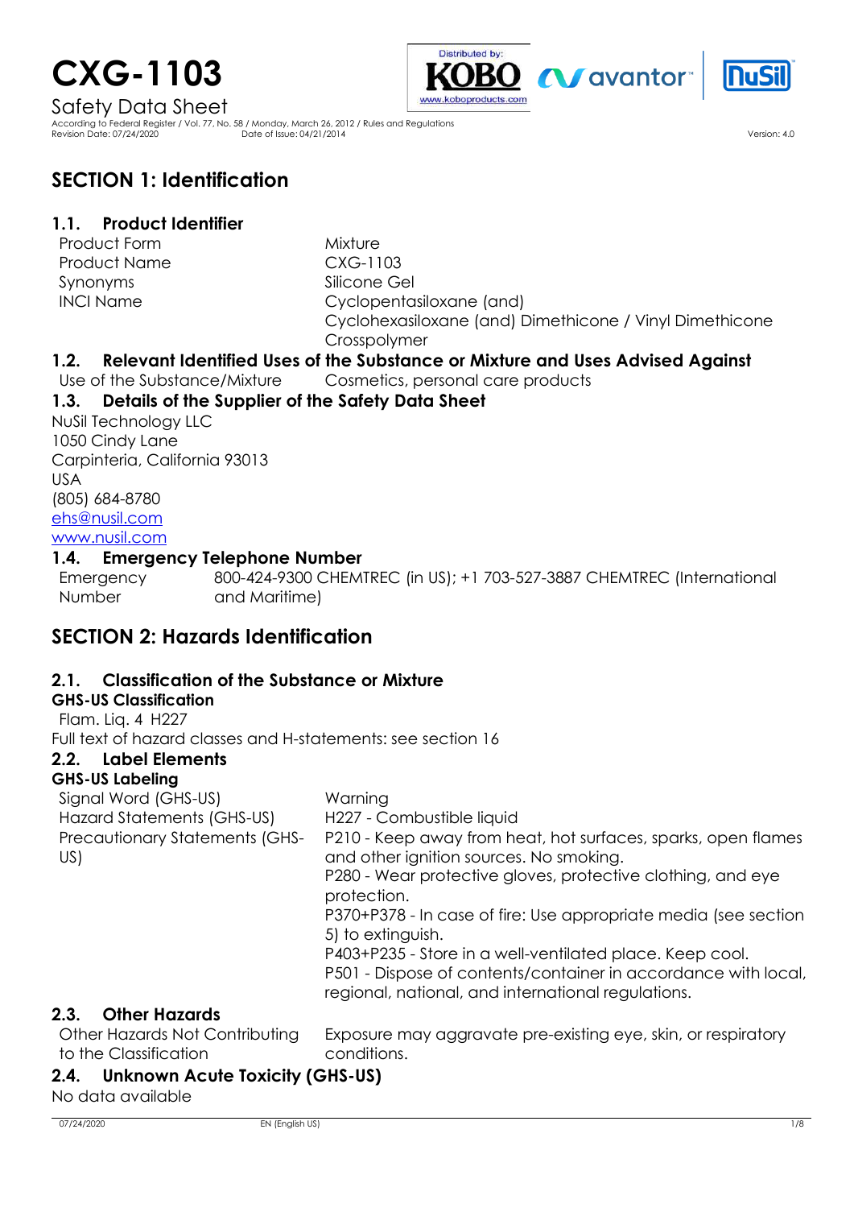# CXG-1103

Safety Data Sheet

According to Federal Register / Vol. 77, No. 58 / Monday, March 26, 2012 / Rules and Regulations
Revision Date: 07/24/2020    Date of Issue: 04/21/2014    Version: 4.0

Distributed by: KOBO www.koboproducts.com

## SECTION 1: Identification

### 1.1. Product Identifier

| | |
|---|---|
| Product Form | Mixture |
| Product Name | CXG-1103 |
| Synonyms | Silicone Gel |
| INCI Name | Cyclopentasiloxane (and) Cyclohexasiloxane (and) Dimethicone / Vinyl Dimethicone Crosspolymer |

### 1.2. Relevant Identified Uses of the Substance or Mixture and Uses Advised Against

| | |
|---|---|
| Use of the Substance/Mixture | Cosmetics, personal care products |

### 1.3. Details of the Supplier of the Safety Data Sheet

NuSil Technology LLC
1050 Cindy Lane
Carpinteria, California 93013
USA
(805) 684-8780
ehs@nusil.com
www.nusil.com

### 1.4. Emergency Telephone Number

| | |
|---|---|
| Emergency Number | 800-424-9300 CHEMTREC (in US); +1 703-527-3887 CHEMTREC (International and Maritime) |

## SECTION 2: Hazards Identification

### 2.1. Classification of the Substance or Mixture

**GHS-US Classification**

Flam. Liq. 4 H227

Full text of hazard classes and H-statements: see section 16

### 2.2. Label Elements

**GHS-US Labeling**

| | |
|---|---|
| Signal Word (GHS-US) | Warning |
| Hazard Statements (GHS-US) | H227 - Combustible liquid |
| Precautionary Statements (GHS-US) | P210 - Keep away from heat, hot surfaces, sparks, open flames and other ignition sources. No smoking.<br>P280 - Wear protective gloves, protective clothing, and eye protection.<br>P370+P378 - In case of fire: Use appropriate media (see section 5) to extinguish.<br>P403+P235 - Store in a well-ventilated place. Keep cool.<br>P501 - Dispose of contents/container in accordance with local, regional, national, and international regulations. |

### 2.3. Other Hazards

| | |
|---|---|
| Other Hazards Not Contributing to the Classification | Exposure may aggravate pre-existing eye, skin, or respiratory conditions. |

### 2.4. Unknown Acute Toxicity (GHS-US)

No data available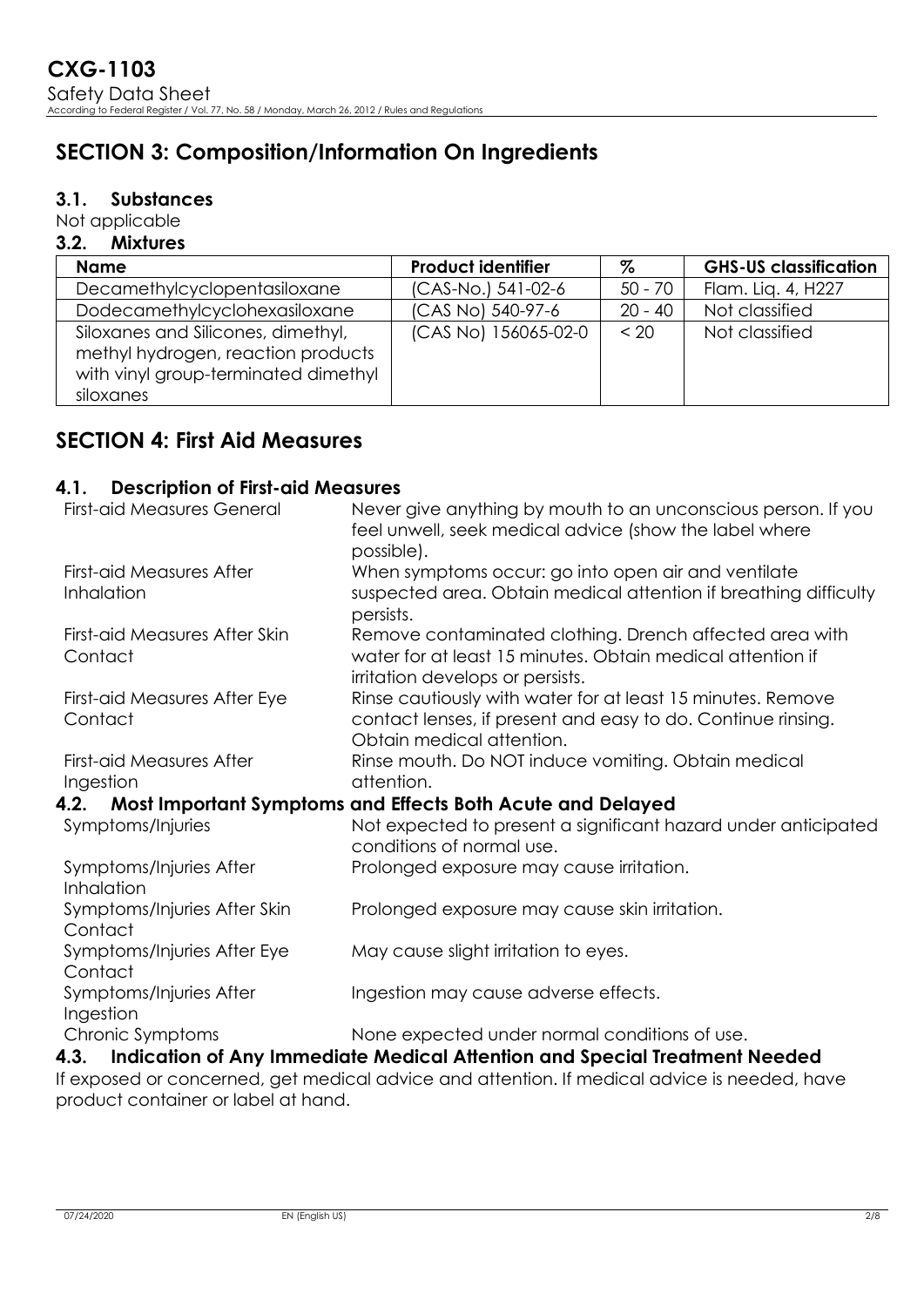## SECTION 3: Composition/Information On Ingredients

### 3.1. Substances

Not applicable

### 3.2. Mixtures

| Name | Product identifier | % | GHS-US classification |
|---|---|---|---|
| Decamethylcyclopentasiloxane | (CAS-No.) 541-02-6 | 50 - 70 | Flam. Liq. 4, H227 |
| Dodecamethylcyclohexasiloxane | (CAS No) 540-97-6 | 20 - 40 | Not classified |
| Siloxanes and Silicones, dimethyl, methyl hydrogen, reaction products with vinyl group-terminated dimethyl siloxanes | (CAS No) 156065-02-0 | < 20 | Not classified |

## SECTION 4: First Aid Measures

### 4.1. Description of First-aid Measures

| | |
|---|---|
| First-aid Measures General | Never give anything by mouth to an unconscious person. If you feel unwell, seek medical advice (show the label where possible). |
| First-aid Measures After Inhalation | When symptoms occur: go into open air and ventilate suspected area. Obtain medical attention if breathing difficulty persists. |
| First-aid Measures After Skin Contact | Remove contaminated clothing. Drench affected area with water for at least 15 minutes. Obtain medical attention if irritation develops or persists. |
| First-aid Measures After Eye Contact | Rinse cautiously with water for at least 15 minutes. Remove contact lenses, if present and easy to do. Continue rinsing. Obtain medical attention. |
| First-aid Measures After Ingestion | Rinse mouth. Do NOT induce vomiting. Obtain medical attention. |

### 4.2. Most Important Symptoms and Effects Both Acute and Delayed

| | |
|---|---|
| Symptoms/Injuries | Not expected to present a significant hazard under anticipated conditions of normal use. |
| Symptoms/Injuries After Inhalation | Prolonged exposure may cause irritation. |
| Symptoms/Injuries After Skin Contact | Prolonged exposure may cause skin irritation. |
| Symptoms/Injuries After Eye Contact | May cause slight irritation to eyes. |
| Symptoms/Injuries After Ingestion | Ingestion may cause adverse effects. |
| Chronic Symptoms | None expected under normal conditions of use. |

### 4.3. Indication of Any Immediate Medical Attention and Special Treatment Needed

If exposed or concerned, get medical advice and attention. If medical advice is needed, have product container or label at hand.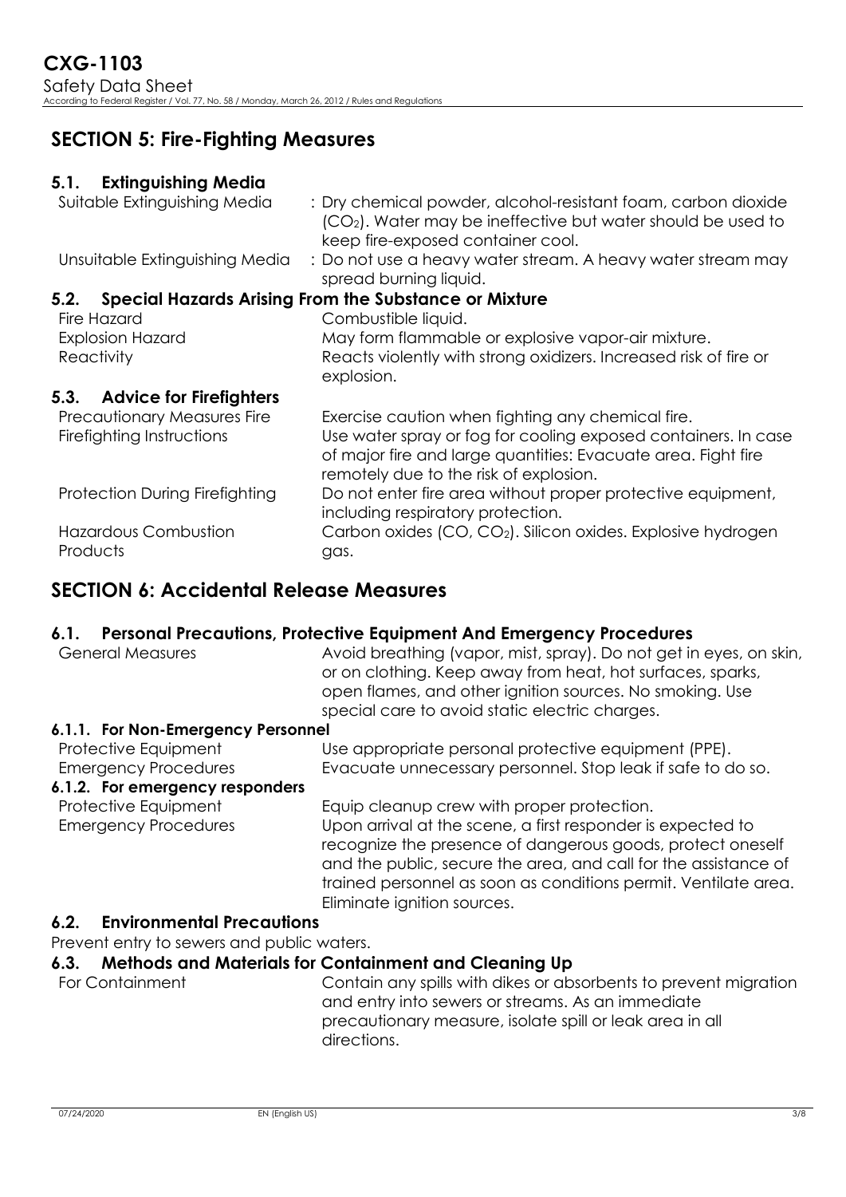## SECTION 5: Fire-Fighting Measures

### 5.1. Extinguishing Media

| | |
|---|---|
| Suitable Extinguishing Media | : Dry chemical powder, alcohol-resistant foam, carbon dioxide ($CO_2$). Water may be ineffective but water should be used to keep fire-exposed container cool. |
| Unsuitable Extinguishing Media | : Do not use a heavy water stream. A heavy water stream may spread burning liquid. |

### 5.2. Special Hazards Arising From the Substance or Mixture

| | |
|---|---|
| Fire Hazard | Combustible liquid. |
| Explosion Hazard | May form flammable or explosive vapor-air mixture. |
| Reactivity | Reacts violently with strong oxidizers. Increased risk of fire or explosion. |

### 5.3. Advice for Firefighters

| | |
|---|---|
| Precautionary Measures Fire | Exercise caution when fighting any chemical fire. |
| Firefighting Instructions | Use water spray or fog for cooling exposed containers. In case of major fire and large quantities: Evacuate area. Fight fire remotely due to the risk of explosion. |
| Protection During Firefighting | Do not enter fire area without proper protective equipment, including respiratory protection. |
| Hazardous Combustion Products | Carbon oxides (CO, $CO_2$). Silicon oxides. Explosive hydrogen gas. |

## SECTION 6: Accidental Release Measures

### 6.1. Personal Precautions, Protective Equipment And Emergency Procedures

| | |
|---|---|
| General Measures | Avoid breathing (vapor, mist, spray). Do not get in eyes, on skin, or on clothing. Keep away from heat, hot surfaces, sparks, open flames, and other ignition sources. No smoking. Use special care to avoid static electric charges. |

#### 6.1.1. For Non-Emergency Personnel

| | |
|---|---|
| Protective Equipment | Use appropriate personal protective equipment (PPE). |
| Emergency Procedures | Evacuate unnecessary personnel. Stop leak if safe to do so. |

#### 6.1.2. For emergency responders

| | |
|---|---|
| Protective Equipment | Equip cleanup crew with proper protection. |
| Emergency Procedures | Upon arrival at the scene, a first responder is expected to recognize the presence of dangerous goods, protect oneself and the public, secure the area, and call for the assistance of trained personnel as soon as conditions permit. Ventilate area. Eliminate ignition sources. |

### 6.2. Environmental Precautions

Prevent entry to sewers and public waters.

### 6.3. Methods and Materials for Containment and Cleaning Up

| | |
|---|---|
| For Containment | Contain any spills with dikes or absorbents to prevent migration and entry into sewers or streams. As an immediate precautionary measure, isolate spill or leak area in all directions. |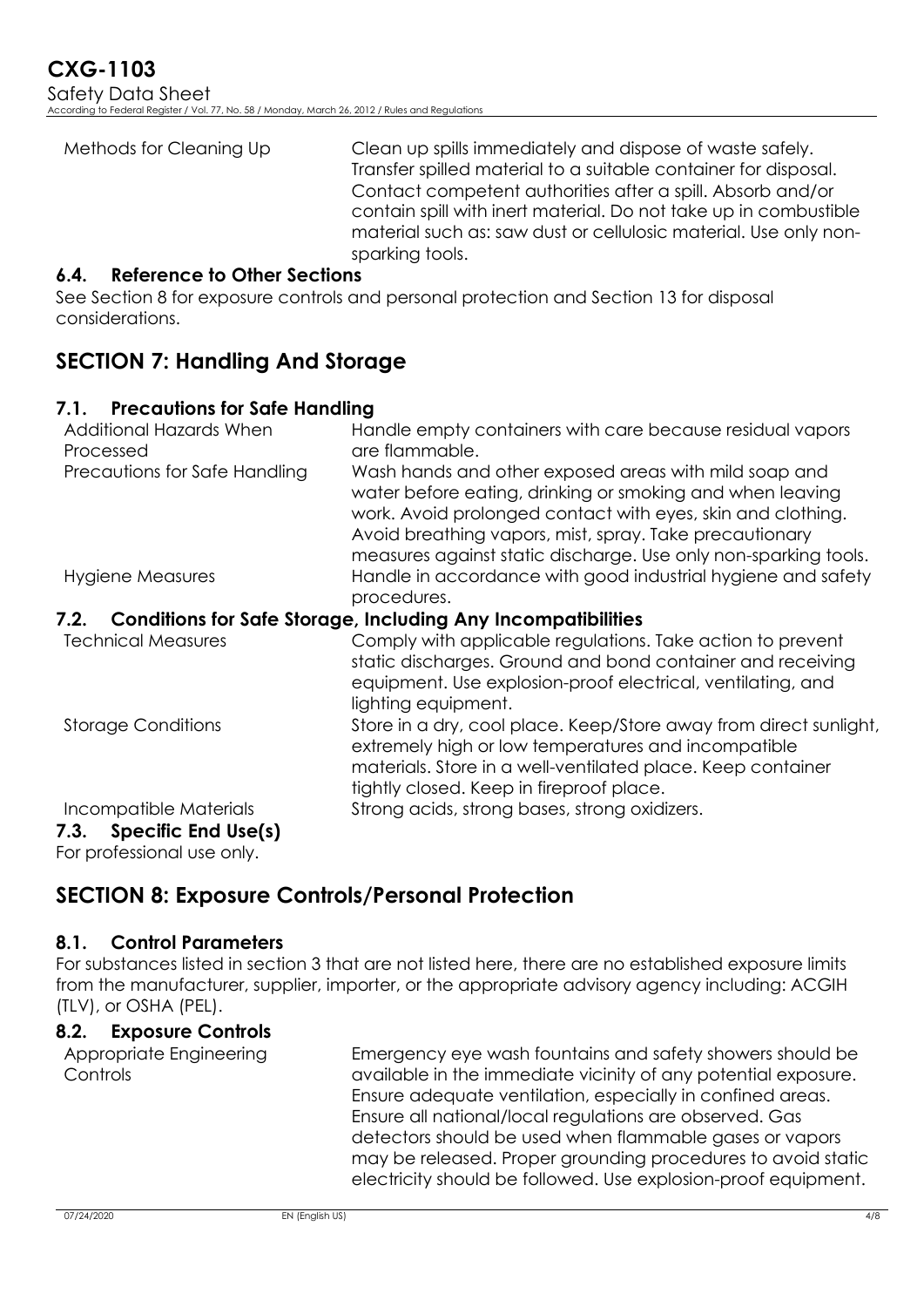| | |
|---|---|
| Methods for Cleaning Up | Clean up spills immediately and dispose of waste safely. Transfer spilled material to a suitable container for disposal. Contact competent authorities after a spill. Absorb and/or contain spill with inert material. Do not take up in combustible material such as: saw dust or cellulosic material. Use only non-sparking tools. |

### 6.4. Reference to Other Sections

See Section 8 for exposure controls and personal protection and Section 13 for disposal considerations.

## SECTION 7: Handling And Storage

### 7.1. Precautions for Safe Handling

| | |
|---|---|
| Additional Hazards When Processed | Handle empty containers with care because residual vapors are flammable. |
| Precautions for Safe Handling | Wash hands and other exposed areas with mild soap and water before eating, drinking or smoking and when leaving work. Avoid prolonged contact with eyes, skin and clothing. Avoid breathing vapors, mist, spray. Take precautionary measures against static discharge. Use only non-sparking tools. |
| Hygiene Measures | Handle in accordance with good industrial hygiene and safety procedures. |

### 7.2. Conditions for Safe Storage, Including Any Incompatibilities

| | |
|---|---|
| Technical Measures | Comply with applicable regulations. Take action to prevent static discharges. Ground and bond container and receiving equipment. Use explosion-proof electrical, ventilating, and lighting equipment. |
| Storage Conditions | Store in a dry, cool place. Keep/Store away from direct sunlight, extremely high or low temperatures and incompatible materials. Store in a well-ventilated place. Keep container tightly closed. Keep in fireproof place. |
| Incompatible Materials | Strong acids, strong bases, strong oxidizers. |

### 7.3. Specific End Use(s)

For professional use only.

## SECTION 8: Exposure Controls/Personal Protection

### 8.1. Control Parameters

For substances listed in section 3 that are not listed here, there are no established exposure limits from the manufacturer, supplier, importer, or the appropriate advisory agency including: ACGIH (TLV), or OSHA (PEL).

### 8.2. Exposure Controls

| | |
|---|---|
| Appropriate Engineering Controls | Emergency eye wash fountains and safety showers should be available in the immediate vicinity of any potential exposure. Ensure adequate ventilation, especially in confined areas. Ensure all national/local regulations are observed. Gas detectors should be used when flammable gases or vapors may be released. Proper grounding procedures to avoid static electricity should be followed. Use explosion-proof equipment. |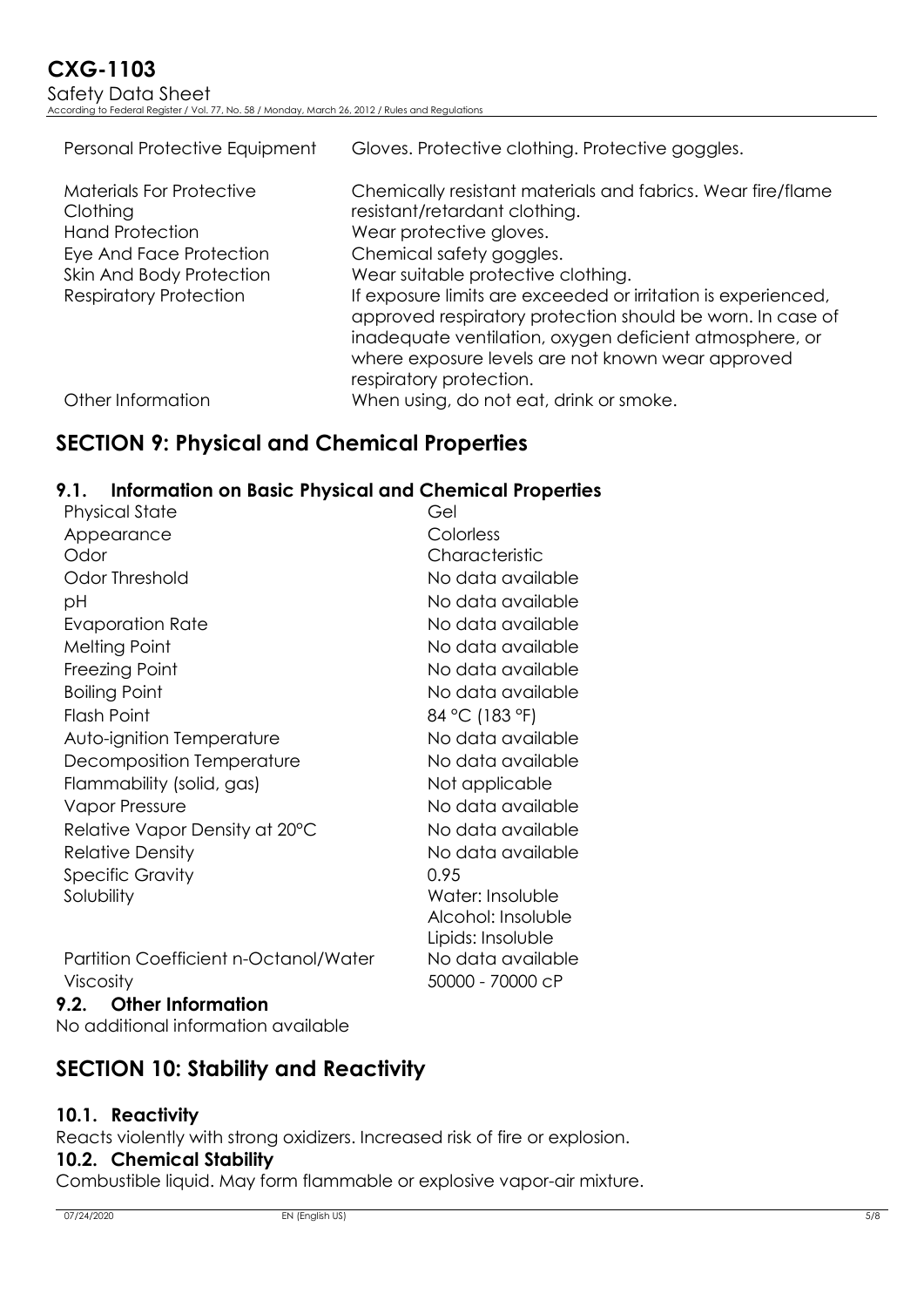| | |
|---|---|
| Personal Protective Equipment | Gloves. Protective clothing. Protective goggles. |
| Materials For Protective Clothing | Chemically resistant materials and fabrics. Wear fire/flame resistant/retardant clothing. |
| Hand Protection | Wear protective gloves. |
| Eye And Face Protection | Chemical safety goggles. |
| Skin And Body Protection | Wear suitable protective clothing. |
| Respiratory Protection | If exposure limits are exceeded or irritation is experienced, approved respiratory protection should be worn. In case of inadequate ventilation, oxygen deficient atmosphere, or where exposure levels are not known wear approved respiratory protection. |
| Other Information | When using, do not eat, drink or smoke. |

## SECTION 9: Physical and Chemical Properties

### 9.1. Information on Basic Physical and Chemical Properties

| | |
|---|---|
| Physical State | Gel |
| Appearance | Colorless |
| Odor | Characteristic |
| Odor Threshold | No data available |
| pH | No data available |
| Evaporation Rate | No data available |
| Melting Point | No data available |
| Freezing Point | No data available |
| Boiling Point | No data available |
| Flash Point | 84 °C (183 °F) |
| Auto-ignition Temperature | No data available |
| Decomposition Temperature | No data available |
| Flammability (solid, gas) | Not applicable |
| Vapor Pressure | No data available |
| Relative Vapor Density at 20°C | No data available |
| Relative Density | No data available |
| Specific Gravity | 0.95 |
| Solubility | Water: Insoluble<br>Alcohol: Insoluble<br>Lipids: Insoluble |
| Partition Coefficient n-Octanol/Water | No data available |
| Viscosity | 50000 - 70000 cP |

### 9.2. Other Information

No additional information available

## SECTION 10: Stability and Reactivity

### 10.1. Reactivity

Reacts violently with strong oxidizers. Increased risk of fire or explosion.

### 10.2. Chemical Stability

Combustible liquid. May form flammable or explosive vapor-air mixture.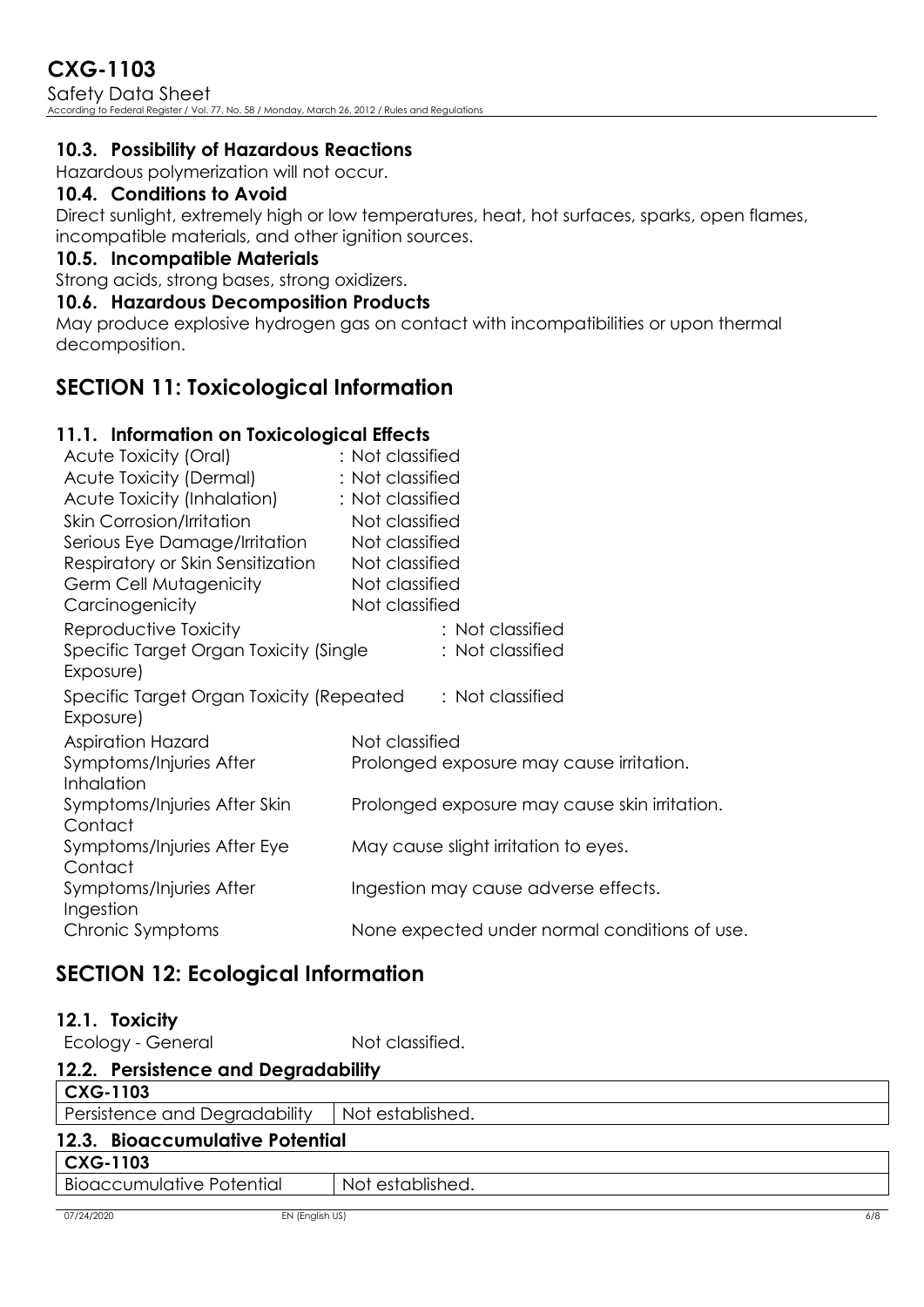### 10.3. Possibility of Hazardous Reactions

Hazardous polymerization will not occur.

### 10.4. Conditions to Avoid

Direct sunlight, extremely high or low temperatures, heat, hot surfaces, sparks, open flames, incompatible materials, and other ignition sources.

### 10.5. Incompatible Materials

Strong acids, strong bases, strong oxidizers.

### 10.6. Hazardous Decomposition Products

May produce explosive hydrogen gas on contact with incompatibilities or upon thermal decomposition.

## SECTION 11: Toxicological Information

### 11.1. Information on Toxicological Effects

| | |
|---|---|
| Acute Toxicity (Oral) | : Not classified |
| Acute Toxicity (Dermal) | : Not classified |
| Acute Toxicity (Inhalation) | : Not classified |
| Skin Corrosion/Irritation | Not classified |
| Serious Eye Damage/Irritation | Not classified |
| Respiratory or Skin Sensitization | Not classified |
| Germ Cell Mutagenicity | Not classified |
| Carcinogenicity | Not classified |
| Reproductive Toxicity | : Not classified |
| Specific Target Organ Toxicity (Single Exposure) | : Not classified |
| Specific Target Organ Toxicity (Repeated Exposure) | : Not classified |
| Aspiration Hazard | Not classified |
| Symptoms/Injuries After Inhalation | Prolonged exposure may cause irritation. |
| Symptoms/Injuries After Skin Contact | Prolonged exposure may cause skin irritation. |
| Symptoms/Injuries After Eye Contact | May cause slight irritation to eyes. |
| Symptoms/Injuries After Ingestion | Ingestion may cause adverse effects. |
| Chronic Symptoms | None expected under normal conditions of use. |

## SECTION 12: Ecological Information

### 12.1. Toxicity

Ecology - General Not classified.

### 12.2. Persistence and Degradability

| CXG-1103 | |
|---|---|
| Persistence and Degradability | Not established. |

### 12.3. Bioaccumulative Potential

| CXG-1103 | |
|---|---|
| Bioaccumulative Potential | Not established. |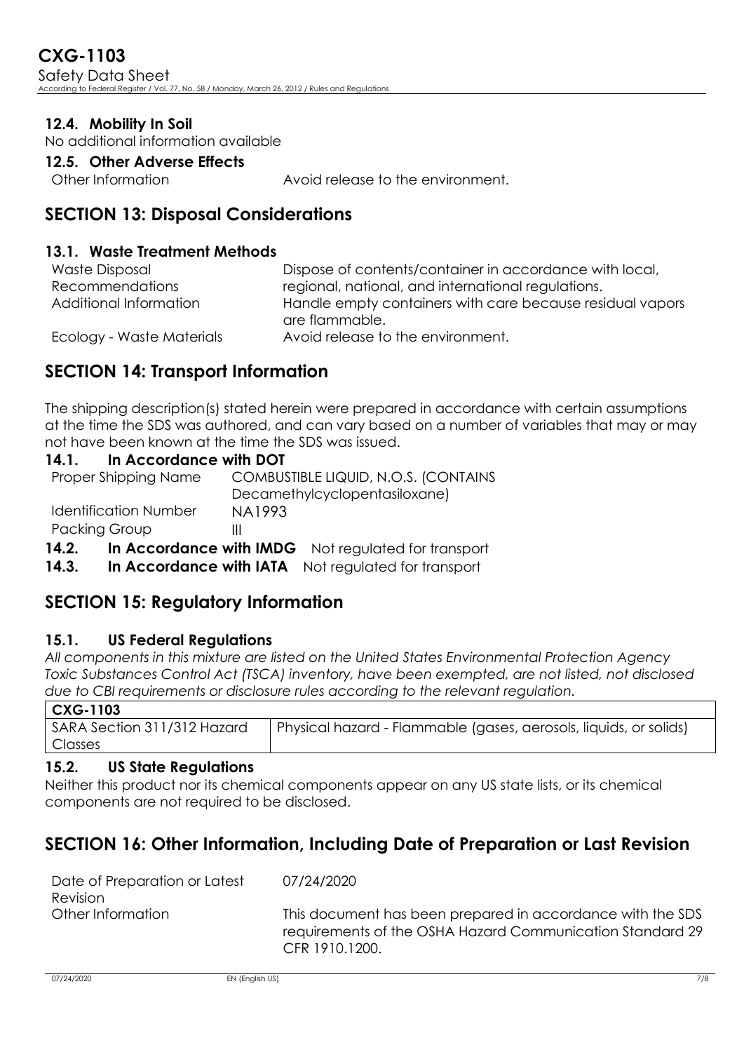### 12.4. Mobility In Soil

No additional information available

### 12.5. Other Adverse Effects

| | |
|---|---|
| Other Information | Avoid release to the environment. |

## SECTION 13: Disposal Considerations

### 13.1. Waste Treatment Methods

| | |
|---|---|
| Waste Disposal Recommendations | Dispose of contents/container in accordance with local, regional, national, and international regulations. |
| Additional Information | Handle empty containers with care because residual vapors are flammable. |
| Ecology - Waste Materials | Avoid release to the environment. |

## SECTION 14: Transport Information

The shipping description(s) stated herein were prepared in accordance with certain assumptions at the time the SDS was authored, and can vary based on a number of variables that may or may not have been known at the time the SDS was issued.

### 14.1. In Accordance with DOT

| | |
|---|---|
| Proper Shipping Name | COMBUSTIBLE LIQUID, N.O.S. (CONTAINS Decamethylcyclopentasiloxane) |
| Identification Number | NA1993 |
| Packing Group | III |

**14.2. In Accordance with IMDG** Not regulated for transport

**14.3. In Accordance with IATA** Not regulated for transport

## SECTION 15: Regulatory Information

### 15.1. US Federal Regulations

*All components in this mixture are listed on the United States Environmental Protection Agency Toxic Substances Control Act (TSCA) inventory, have been exempted, are not listed, not disclosed due to CBI requirements or disclosure rules according to the relevant regulation.*

| **CXG-1103** | |
|---|---|
| SARA Section 311/312 Hazard Classes | Physical hazard - Flammable (gases, aerosols, liquids, or solids) |

### 15.2. US State Regulations

Neither this product nor its chemical components appear on any US state lists, or its chemical components are not required to be disclosed.

## SECTION 16: Other Information, Including Date of Preparation or Last Revision

| | |
|---|---|
| Date of Preparation or Latest Revision | 07/24/2020 |
| Other Information | This document has been prepared in accordance with the SDS requirements of the OSHA Hazard Communication Standard 29 CFR 1910.1200. |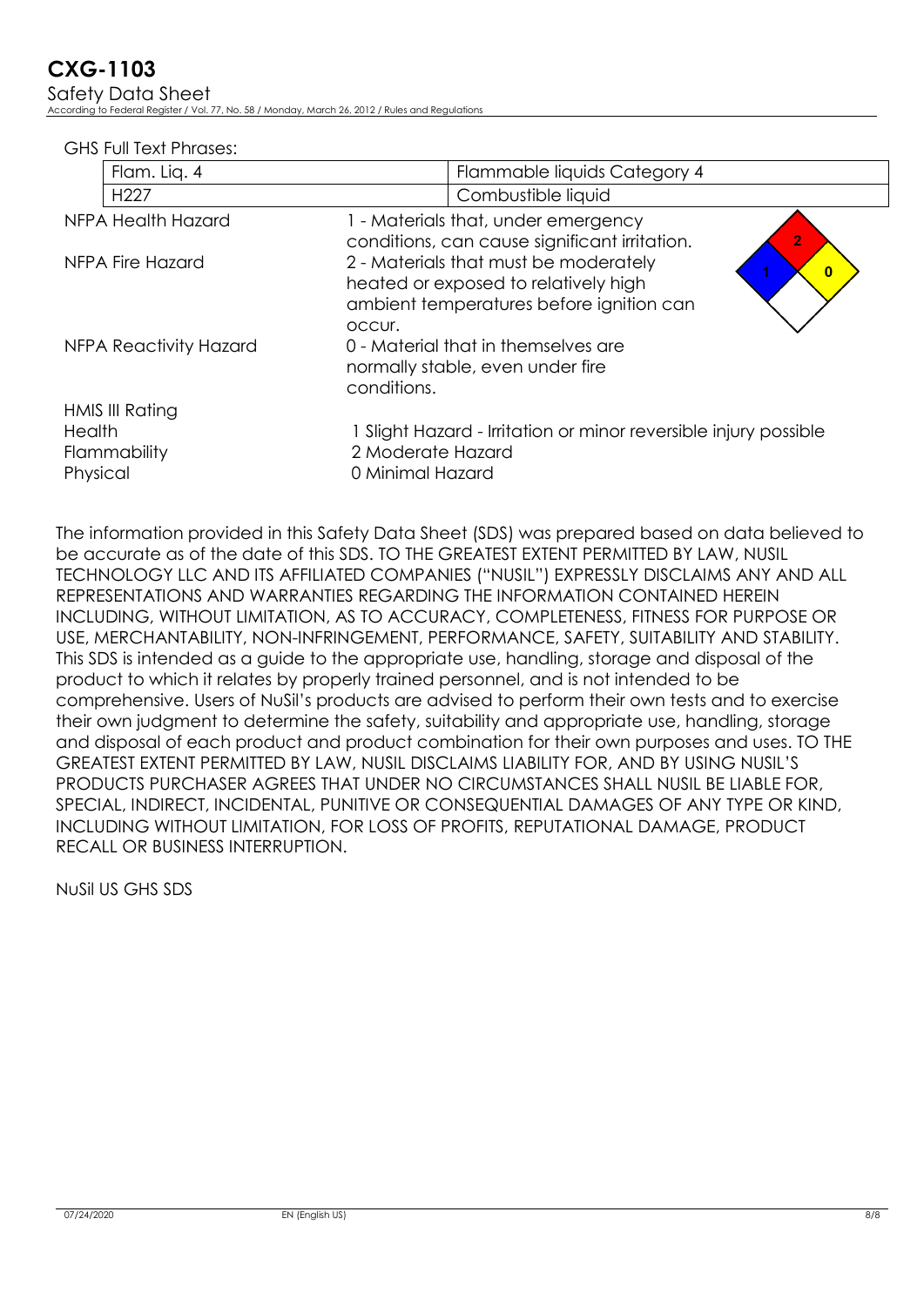GHS Full Text Phrases:

| | |
|---|---|
| Flam. Liq. 4 | Flammable liquids Category 4 |
| H227 | Combustible liquid |

| | |
|---|---|
| NFPA Health Hazard | 1 - Materials that, under emergency conditions, can cause significant irritation. |
| NFPA Fire Hazard | 2 - Materials that must be moderately heated or exposed to relatively high ambient temperatures before ignition can occur. |
| NFPA Reactivity Hazard | 0 - Material that in themselves are normally stable, even under fire conditions. |

2

1 0

HMIS III Rating

| | |
|---|---|
| Health | 1 Slight Hazard - Irritation or minor reversible injury possible |
| Flammability | 2 Moderate Hazard |
| Physical | 0 Minimal Hazard |

The information provided in this Safety Data Sheet (SDS) was prepared based on data believed to be accurate as of the date of this SDS. TO THE GREATEST EXTENT PERMITTED BY LAW, NUSIL TECHNOLOGY LLC AND ITS AFFILIATED COMPANIES ("NUSIL") EXPRESSLY DISCLAIMS ANY AND ALL REPRESENTATIONS AND WARRANTIES REGARDING THE INFORMATION CONTAINED HEREIN INCLUDING, WITHOUT LIMITATION, AS TO ACCURACY, COMPLETENESS, FITNESS FOR PURPOSE OR USE, MERCHANTABILITY, NON-INFRINGEMENT, PERFORMANCE, SAFETY, SUITABILITY AND STABILITY. This SDS is intended as a guide to the appropriate use, handling, storage and disposal of the product to which it relates by properly trained personnel, and is not intended to be comprehensive. Users of NuSil's products are advised to perform their own tests and to exercise their own judgment to determine the safety, suitability and appropriate use, handling, storage and disposal of each product and product combination for their own purposes and uses. TO THE GREATEST EXTENT PERMITTED BY LAW, NUSIL DISCLAIMS LIABILITY FOR, AND BY USING NUSIL'S PRODUCTS PURCHASER AGREES THAT UNDER NO CIRCUMSTANCES SHALL NUSIL BE LIABLE FOR, SPECIAL, INDIRECT, INCIDENTAL, PUNITIVE OR CONSEQUENTIAL DAMAGES OF ANY TYPE OR KIND, INCLUDING WITHOUT LIMITATION, FOR LOSS OF PROFITS, REPUTATIONAL DAMAGE, PRODUCT RECALL OR BUSINESS INTERRUPTION.

NuSil US GHS SDS